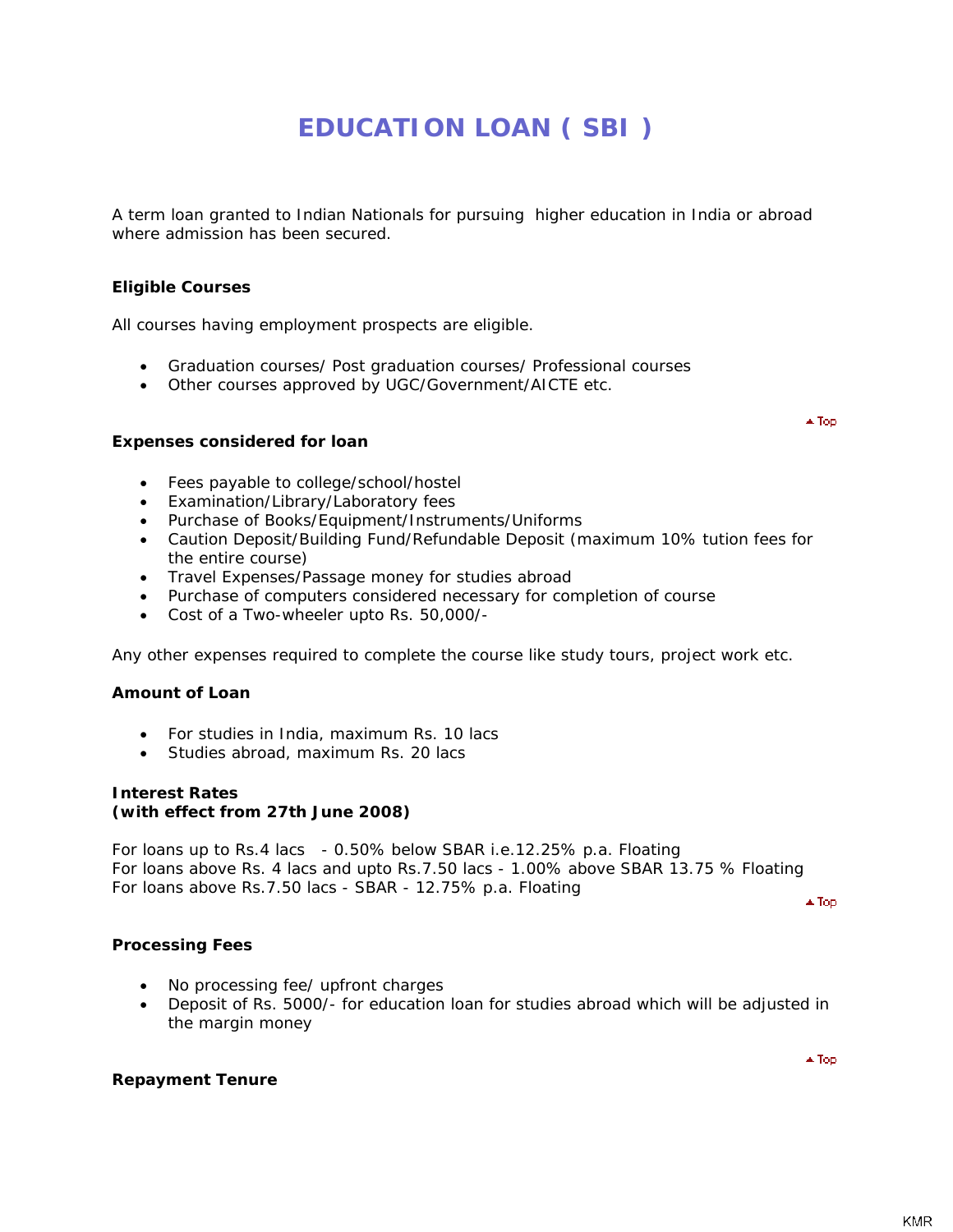# EDUCATION LOAN ( SBI )

A term loan granted to Indian Nationals for pursuing higher education in India or abroad where admission has been secured.

**Eligible Courses**

All courses having employment prospects are eligible.

- Graduation courses/ Post graduation courses/ Professional courses
- Other courses approved by UGC/Government/AICTE etc.

**Expenses considered for loan**

- Fees payable to college/school/hostel
- Examination/Library/Laboratory fees
- Purchase of Books/Equipment/Instruments/Uniforms
- Caution Deposit/Building Fund/Refundable Deposit (maximum 10% tution fees for the entire course)
- Travel Expenses/Passage money for studies abroad
- Purchase of computers considered necessary for completion of course
- Cost of a Two-wheeler upto Rs. 50,000/-

Any other expenses required to complete the course like study tours, project work etc.

**Amount of Loan**

- For studies in India, maximum Rs. 10 lacs
- Studies abroad, maximum Rs. 20 lacs

**Interest Rates**
**(with effect from 27th June 2008)**

For loans up to Rs.4 lacs - 0.50% below SBAR i.e.12.25% p.a. Floating
For loans above Rs. 4 lacs and upto Rs.7.50 lacs - 1.00% above SBAR 13.75 % Floating
For loans above Rs.7.50 lacs - SBAR - 12.75% p.a. Floating

**Processing Fees**

- No processing fee/ upfront charges
- Deposit of Rs. 5000/- for education loan for studies abroad which will be adjusted in the margin money

**Repayment Tenure**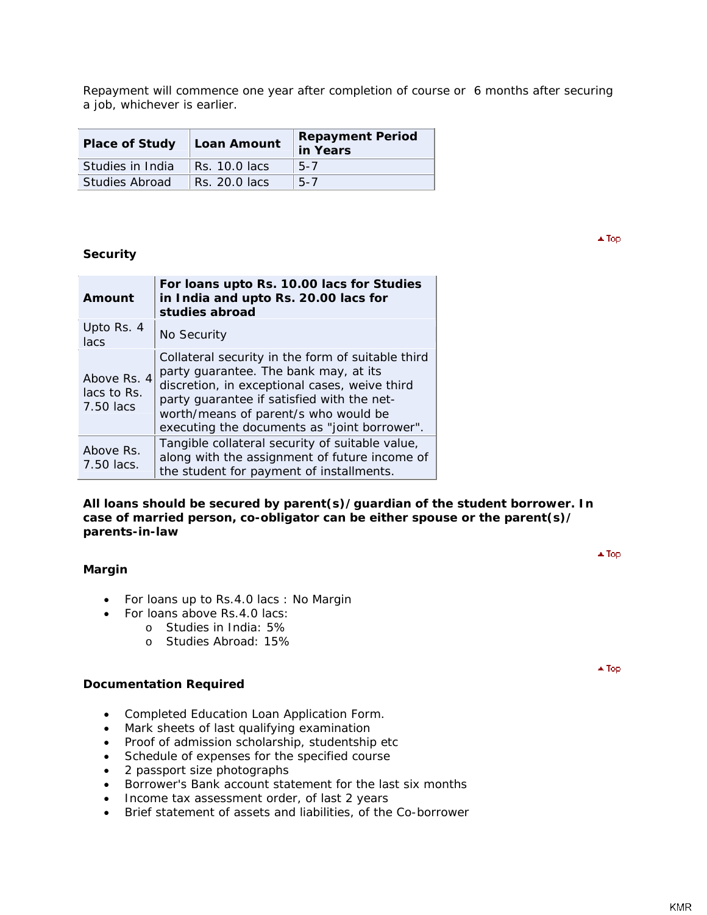Repayment will commence one year after completion of course or 6 months after securing a job, whichever is earlier.

| Place of Study | Loan Amount | Repayment Period in Years |
|---|---|---|
| Studies in India | Rs. 10.0 lacs | 5-7 |
| Studies Abroad | Rs. 20.0 lacs | 5-7 |

### Security

| Amount | For loans upto Rs. 10.00 lacs for Studies in India and upto Rs. 20.00 lacs for studies abroad |
|---|---|
| Upto Rs. 4 lacs | No Security |
| Above Rs. 4 lacs to Rs. 7.50 lacs | Collateral security in the form of suitable third party guarantee. The bank may, at its discretion, in exceptional cases, weive third party guarantee if satisfied with the net-worth/means of parent/s who would be executing the documents as "joint borrower". |
| Above Rs. 7.50 lacs. | Tangible collateral security of suitable value, along with the assignment of future income of the student for payment of installments. |

**All loans should be secured by parent(s)/guardian of the student borrower. In case of married person, co-obligator can be either spouse or the parent(s)/ parents-in-law**

### Margin

- For loans up to Rs.4.0 lacs : No Margin
- For loans above Rs.4.0 lacs:
  - Studies in India: 5%
  - Studies Abroad: 15%

### Documentation Required

- Completed Education Loan Application Form.
- Mark sheets of last qualifying examination
- Proof of admission scholarship, studentship etc
- Schedule of expenses for the specified course
- 2 passport size photographs
- Borrower's Bank account statement for the last six months
- Income tax assessment order, of last 2 years
- Brief statement of assets and liabilities, of the Co-borrower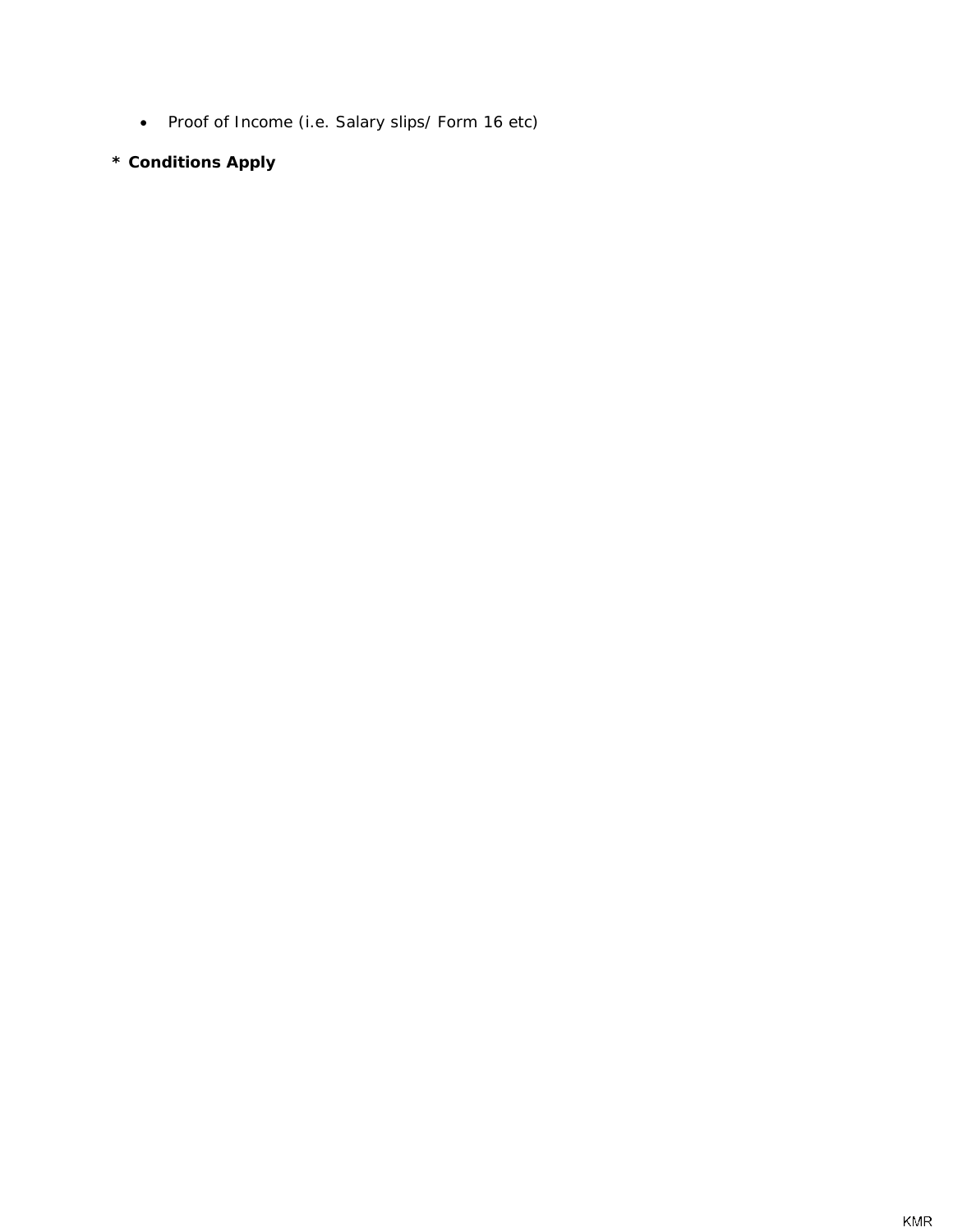- Proof of Income (i.e. Salary slips/ Form 16 etc)

**\* Conditions Apply**